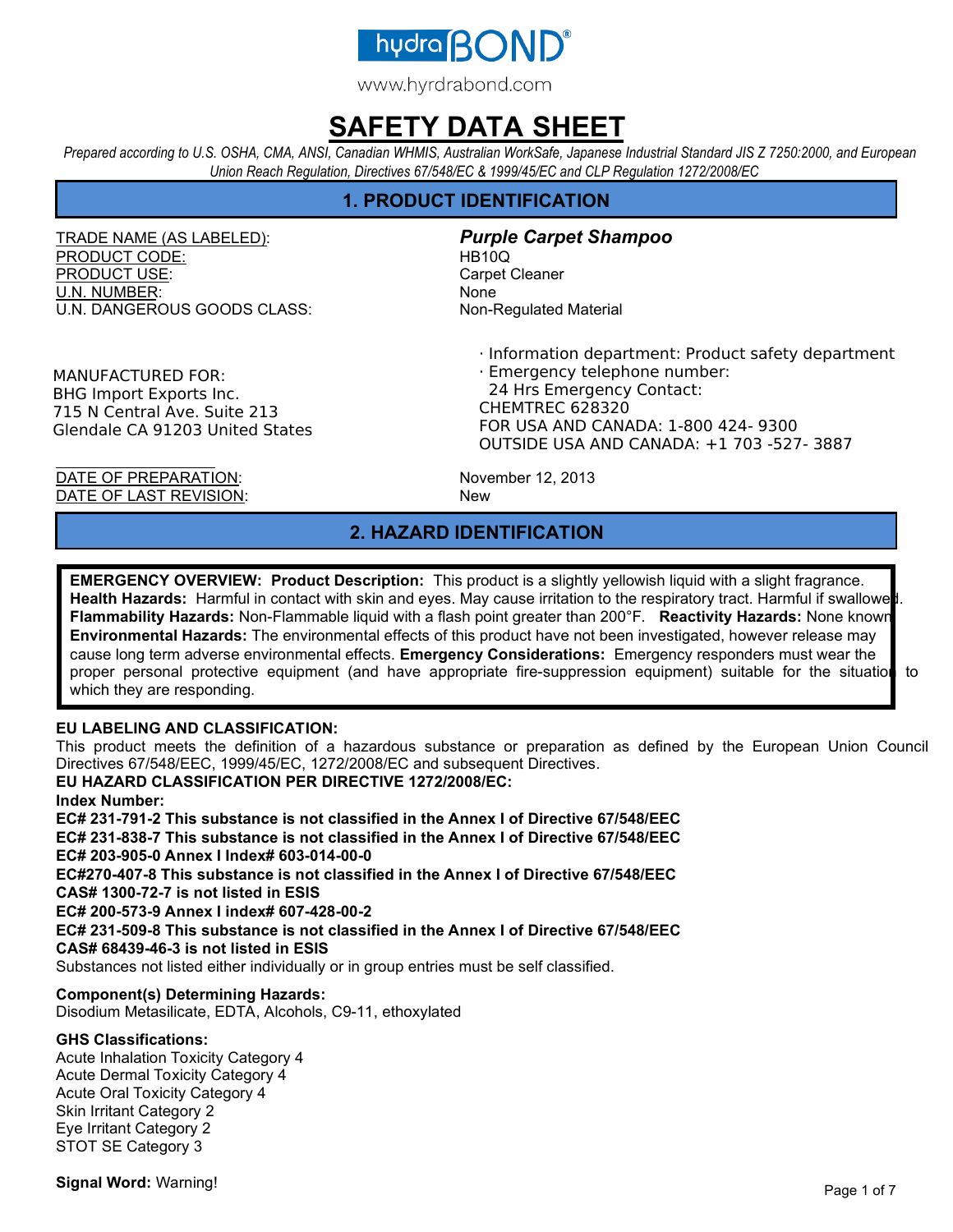hydraBOND®

www.hyrdrabond.com

# SAFETY DATA SHEET

*Prepared according to U.S. OSHA, CMA, ANSI, Canadian WHMIS, Australian WorkSafe, Japanese Industrial Standard JIS Z 7250:2000, and European Union Reach Regulation, Directives 67/548/EC & 1999/45/EC and CLP Regulation 1272/2008/EC*

## 1. PRODUCT IDENTIFICATION

| | |
|---|---|
| TRADE NAME (AS LABELED): | ***Purple Carpet Shampoo*** |
| PRODUCT CODE: | HB10Q |
| PRODUCT USE: | Carpet Cleaner |
| U.N. NUMBER: | None |
| U.N. DANGEROUS GOODS CLASS: | Non-Regulated Material |

MANUFACTURED FOR:
BHG Import Exports Inc.
715 N Central Ave. Suite 213
Glendale CA 91203 United States

· Information department: Product safety department
· Emergency telephone number:
24 Hrs Emergency Contact:
CHEMTREC 628320
FOR USA AND CANADA: 1-800 424- 9300
OUTSIDE USA AND CANADA: +1 703 -527- 3887

| | |
|---|---|
| DATE OF PREPARATION: | November 12, 2013 |
| DATE OF LAST REVISION: | New |

## 2. HAZARD IDENTIFICATION

**EMERGENCY OVERVIEW: Product Description:** This product is a slightly yellowish liquid with a slight fragrance. **Health Hazards:** Harmful in contact with skin and eyes. May cause irritation to the respiratory tract. Harmful if swallowed. **Flammability Hazards:** Non-Flammable liquid with a flash point greater than 200°F. **Reactivity Hazards:** None known. **Environmental Hazards:** The environmental effects of this product have not been investigated, however release may cause long term adverse environmental effects. **Emergency Considerations:** Emergency responders must wear the proper personal protective equipment (and have appropriate fire-suppression equipment) suitable for the situation to which they are responding.

**EU LABELING AND CLASSIFICATION:**
This product meets the definition of a hazardous substance or preparation as defined by the European Union Council Directives 67/548/EEC, 1999/45/EC, 1272/2008/EC and subsequent Directives.

**EU HAZARD CLASSIFICATION PER DIRECTIVE 1272/2008/EC:**

**Index Number:**

**EC# 231-791-2 This substance is not classified in the Annex I of Directive 67/548/EEC**
**EC# 231-838-7 This substance is not classified in the Annex I of Directive 67/548/EEC**
**EC# 203-905-0 Annex I Index# 603-014-00-0**
**EC#270-407-8 This substance is not classified in the Annex I of Directive 67/548/EEC**
**CAS# 1300-72-7 is not listed in ESIS**
**EC# 200-573-9 Annex I index# 607-428-00-2**
**EC# 231-509-8 This substance is not classified in the Annex I of Directive 67/548/EEC**
**CAS# 68439-46-3 is not listed in ESIS**

Substances not listed either individually or in group entries must be self classified.

**Component(s) Determining Hazards:**
Disodium Metasilicate, EDTA, Alcohols, C9-11, ethoxylated

**GHS Classifications:**
Acute Inhalation Toxicity Category 4
Acute Dermal Toxicity Category 4
Acute Oral Toxicity Category 4
Skin Irritant Category 2
Eye Irritant Category 2
STOT SE Category 3

**Signal Word:** Warning!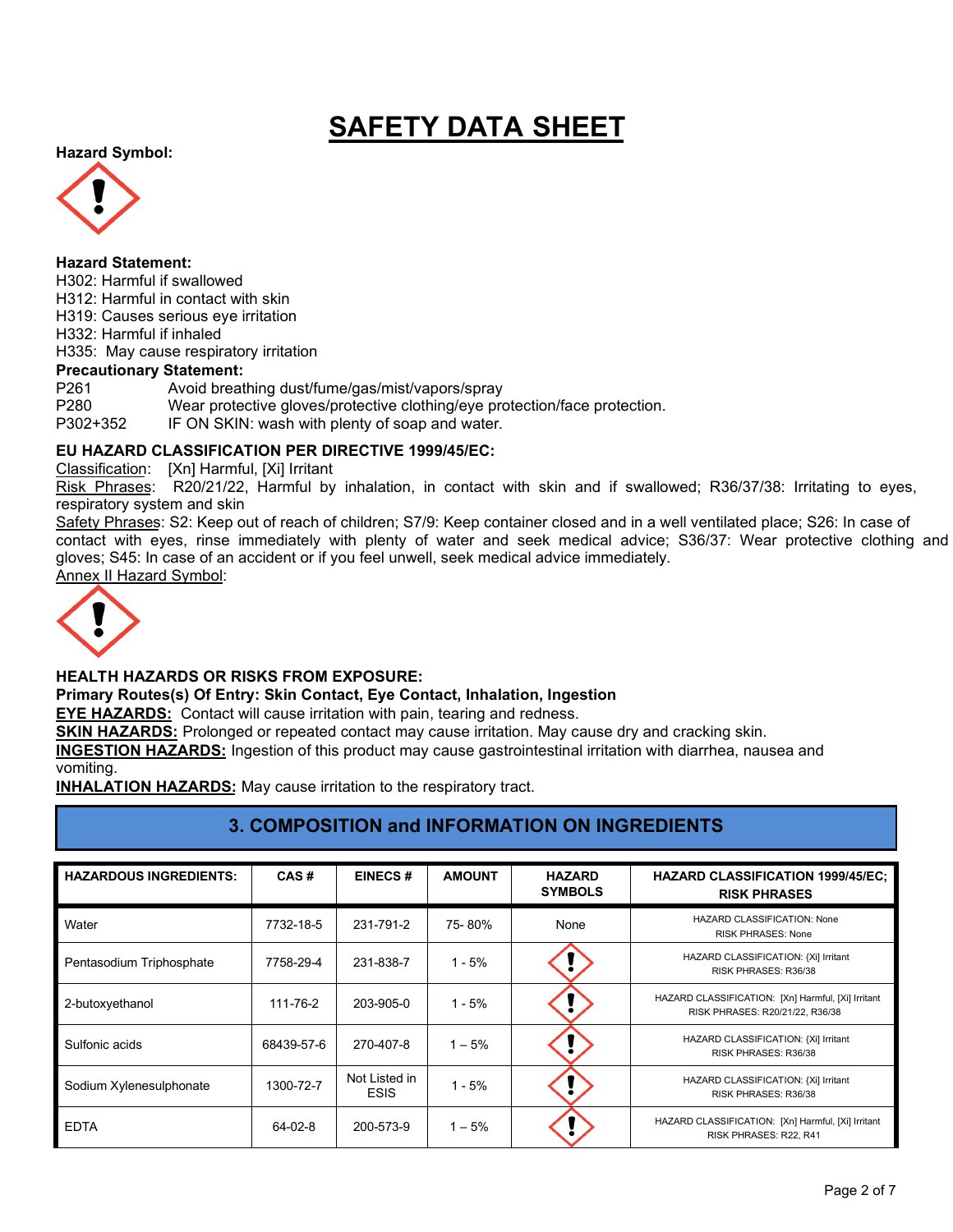# SAFETY DATA SHEET

**Hazard Symbol:**

**Hazard Statement:**

H302: Harmful if swallowed
H312: Harmful in contact with skin
H319: Causes serious eye irritation
H332: Harmful if inhaled
H335: May cause respiratory irritation

**Precautionary Statement:**

P261 Avoid breathing dust/fume/gas/mist/vapors/spray
P280 Wear protective gloves/protective clothing/eye protection/face protection.
P302+352 IF ON SKIN: wash with plenty of soap and water.

**EU HAZARD CLASSIFICATION PER DIRECTIVE 1999/45/EC:**

Classification: [Xn] Harmful, [Xi] Irritant

Risk Phrases: R20/21/22, Harmful by inhalation, in contact with skin and if swallowed; R36/37/38: Irritating to eyes, respiratory system and skin

Safety Phrases: S2: Keep out of reach of children; S7/9: Keep container closed and in a well ventilated place; S26: In case of contact with eyes, rinse immediately with plenty of water and seek medical advice; S36/37: Wear protective clothing and gloves; S45: In case of an accident or if you feel unwell, seek medical advice immediately.

Annex II Hazard Symbol:

**HEALTH HAZARDS OR RISKS FROM EXPOSURE:**

**Primary Routes(s) Of Entry: Skin Contact, Eye Contact, Inhalation, Ingestion**

**EYE HAZARDS:** Contact will cause irritation with pain, tearing and redness.

**SKIN HAZARDS:** Prolonged or repeated contact may cause irritation. May cause dry and cracking skin.

**INGESTION HAZARDS:** Ingestion of this product may cause gastrointestinal irritation with diarrhea, nausea and vomiting.

**INHALATION HAZARDS:** May cause irritation to the respiratory tract.

## 3. COMPOSITION and INFORMATION ON INGREDIENTS

| HAZARDOUS INGREDIENTS: | CAS # | EINECS # | AMOUNT | HAZARD SYMBOLS | HAZARD CLASSIFICATION 1999/45/EC; RISK PHRASES |
|---|---|---|---|---|---|
| Water | 7732-18-5 | 231-791-2 | 75- 80% | None | HAZARD CLASSIFICATION: None RISK PHRASES: None |
| Pentasodium Triphosphate | 7758-29-4 | 231-838-7 | 1 - 5% | | HAZARD CLASSIFICATION: [Xi] Irritant RISK PHRASES: R36/38 |
| 2-butoxyethanol | 111-76-2 | 203-905-0 | 1 - 5% | | HAZARD CLASSIFICATION: [Xn] Harmful, [Xi] Irritant RISK PHRASES: R20/21/22, R36/38 |
| Sulfonic acids | 68439-57-6 | 270-407-8 | 1 – 5% | | HAZARD CLASSIFICATION: [Xi] Irritant RISK PHRASES: R36/38 |
| Sodium Xylenesulphonate | 1300-72-7 | Not Listed in ESIS | 1 - 5% | | HAZARD CLASSIFICATION: [Xi] Irritant RISK PHRASES: R36/38 |
| EDTA | 64-02-8 | 200-573-9 | 1 – 5% | | HAZARD CLASSIFICATION: [Xn] Harmful, [Xi] Irritant RISK PHRASES: R22, R41 |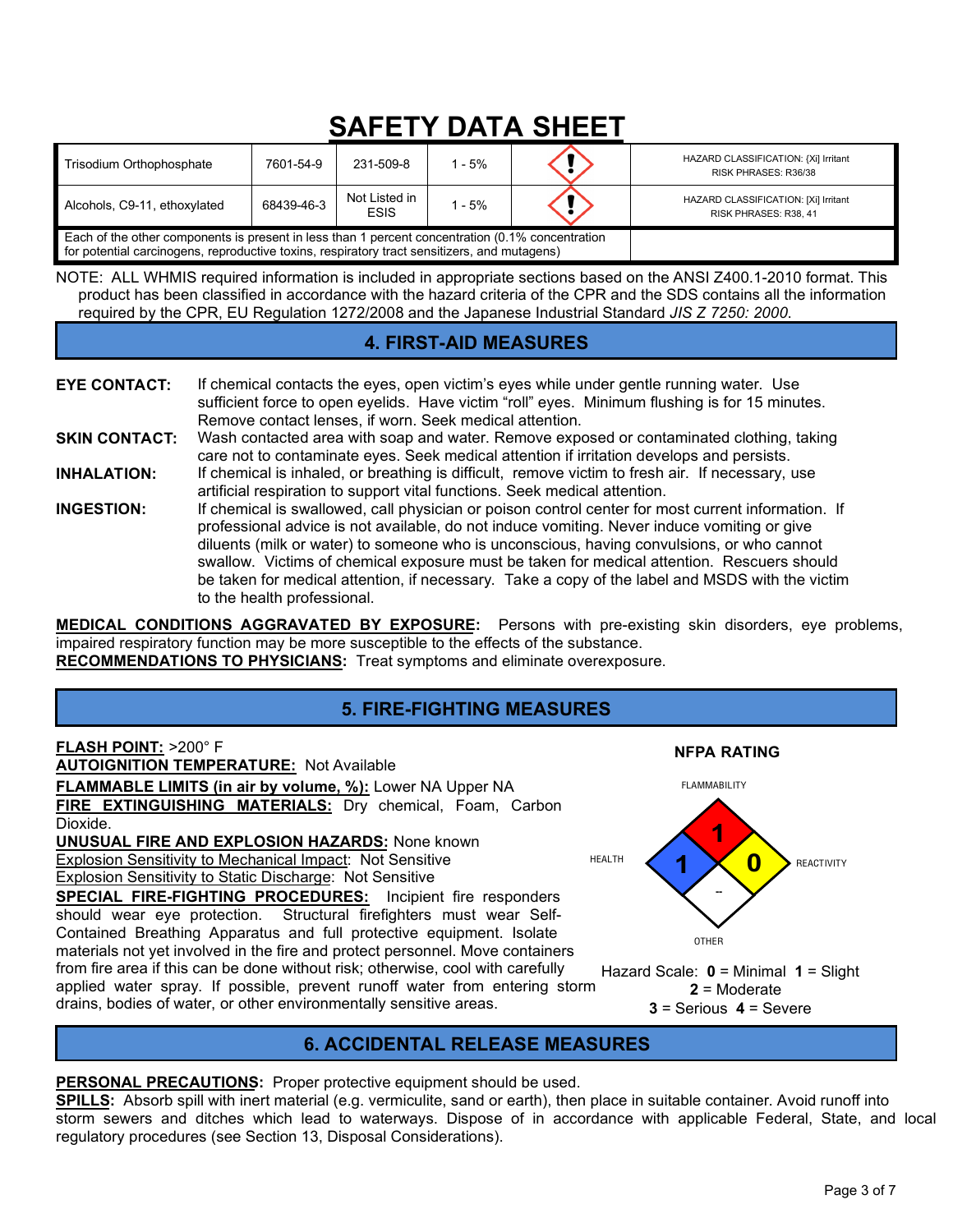# SAFETY DATA SHEET

| | | | | | |
|---|---|---|---|---|---|
| Trisodium Orthophosphate | 7601-54-9 | 231-509-8 | 1 - 5% | ! | HAZARD CLASSIFICATION: [Xi] Irritant RISK PHRASES: R36/38 |
| Alcohols, C9-11, ethoxylated | 68439-46-3 | Not Listed in ESIS | 1 - 5% | ! | HAZARD CLASSIFICATION: [Xi] Irritant RISK PHRASES: R38, 41 |
| Each of the other components is present in less than 1 percent concentration (0.1% concentration for potential carcinogens, reproductive toxins, respiratory tract sensitizers, and mutagens) | | | | | |

NOTE: ALL WHMIS required information is included in appropriate sections based on the ANSI Z400.1-2010 format. This product has been classified in accordance with the hazard criteria of the CPR and the SDS contains all the information required by the CPR, EU Regulation 1272/2008 and the Japanese Industrial Standard *JIS Z 7250: 2000*.

## 4. FIRST-AID MEASURES

**EYE CONTACT:** If chemical contacts the eyes, open victim's eyes while under gentle running water. Use sufficient force to open eyelids. Have victim "roll" eyes. Minimum flushing is for 15 minutes. Remove contact lenses, if worn. Seek medical attention.

**SKIN CONTACT:** Wash contacted area with soap and water. Remove exposed or contaminated clothing, taking care not to contaminate eyes. Seek medical attention if irritation develops and persists.

**INHALATION:** If chemical is inhaled, or breathing is difficult, remove victim to fresh air. If necessary, use artificial respiration to support vital functions. Seek medical attention.

**INGESTION:** If chemical is swallowed, call physician or poison control center for most current information. If professional advice is not available, do not induce vomiting. Never induce vomiting or give diluents (milk or water) to someone who is unconscious, having convulsions, or who cannot swallow. Victims of chemical exposure must be taken for medical attention. Rescuers should be taken for medical attention, if necessary. Take a copy of the label and MSDS with the victim to the health professional.

**MEDICAL CONDITIONS AGGRAVATED BY EXPOSURE:** Persons with pre-existing skin disorders, eye problems, impaired respiratory function may be more susceptible to the effects of the substance.

**RECOMMENDATIONS TO PHYSICIANS:** Treat symptoms and eliminate overexposure.

## 5. FIRE-FIGHTING MEASURES

**FLASH POINT:** >200° F

**AUTOIGNITION TEMPERATURE:** Not Available

**FLAMMABLE LIMITS (in air by volume, %):** Lower NA Upper NA

**FIRE EXTINGUISHING MATERIALS:** Dry chemical, Foam, Carbon Dioxide.

**UNUSUAL FIRE AND EXPLOSION HAZARDS:** None known

Explosion Sensitivity to Mechanical Impact: Not Sensitive

Explosion Sensitivity to Static Discharge: Not Sensitive

**SPECIAL FIRE-FIGHTING PROCEDURES:** Incipient fire responders should wear eye protection. Structural firefighters must wear Self-Contained Breathing Apparatus and full protective equipment. Isolate materials not yet involved in the fire and protect personnel. Move containers from fire area if this can be done without risk; otherwise, cool with carefully applied water spray. If possible, prevent runoff water from entering storm drains, bodies of water, or other environmentally sensitive areas.

**NFPA RATING**

| FLAMMABILITY | HEALTH | REACTIVITY | OTHER |
|---|---|---|---|
| 1 | 1 | 0 | -- |

Hazard Scale: **0** = Minimal **1** = Slight **2** = Moderate **3** = Serious **4** = Severe

## 6. ACCIDENTAL RELEASE MEASURES

**PERSONAL PRECAUTIONS:** Proper protective equipment should be used.

**SPILLS:** Absorb spill with inert material (e.g. vermiculite, sand or earth), then place in suitable container. Avoid runoff into storm sewers and ditches which lead to waterways. Dispose of in accordance with applicable Federal, State, and local regulatory procedures (see Section 13, Disposal Considerations).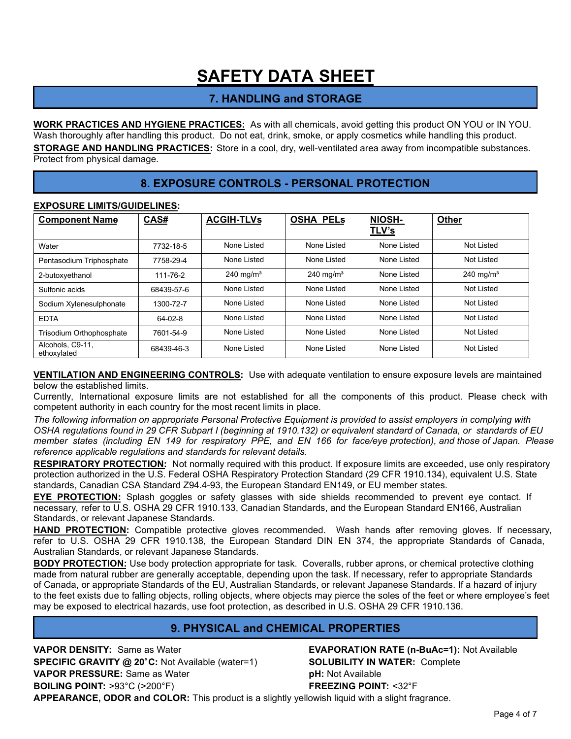# SAFETY DATA SHEET

## 7. HANDLING and STORAGE

**WORK PRACTICES AND HYGIENE PRACTICES:** As with all chemicals, avoid getting this product ON YOU or IN YOU. Wash thoroughly after handling this product. Do not eat, drink, smoke, or apply cosmetics while handling this product.

**STORAGE AND HANDLING PRACTICES:** Store in a cool, dry, well-ventilated area away from incompatible substances. Protect from physical damage.

## 8. EXPOSURE CONTROLS - PERSONAL PROTECTION

**EXPOSURE LIMITS/GUIDELINES:**

| Component Name | CAS# | ACGIH-TLVs | OSHA PELs | NIOSH-TLV's | Other |
|---|---|---|---|---|---|
| Water | 7732-18-5 | None Listed | None Listed | None Listed | Not Listed |
| Pentasodium Triphosphate | 7758-29-4 | None Listed | None Listed | None Listed | Not Listed |
| 2-butoxyethanol | 111-76-2 | 240 mg/m³ | 240 mg/m³ | None Listed | 240 mg/m³ |
| Sulfonic acids | 68439-57-6 | None Listed | None Listed | None Listed | Not Listed |
| Sodium Xylenesulphonate | 1300-72-7 | None Listed | None Listed | None Listed | Not Listed |
| EDTA | 64-02-8 | None Listed | None Listed | None Listed | Not Listed |
| Trisodium Orthophosphate | 7601-54-9 | None Listed | None Listed | None Listed | Not Listed |
| Alcohols, C9-11, ethoxylated | 68439-46-3 | None Listed | None Listed | None Listed | Not Listed |

**VENTILATION AND ENGINEERING CONTROLS:** Use with adequate ventilation to ensure exposure levels are maintained below the established limits.

Currently, International exposure limits are not established for all the components of this product. Please check with competent authority in each country for the most recent limits in place.

*The following information on appropriate Personal Protective Equipment is provided to assist employers in complying with OSHA regulations found in 29 CFR Subpart I (beginning at 1910.132) or equivalent standard of Canada, or standards of EU member states (including EN 149 for respiratory PPE, and EN 166 for face/eye protection), and those of Japan. Please reference applicable regulations and standards for relevant details.*

**RESPIRATORY PROTECTION:** Not normally required with this product. If exposure limits are exceeded, use only respiratory protection authorized in the U.S. Federal OSHA Respiratory Protection Standard (29 CFR 1910.134), equivalent U.S. State standards, Canadian CSA Standard Z94.4-93, the European Standard EN149, or EU member states.

**EYE PROTECTION:** Splash goggles or safety glasses with side shields recommended to prevent eye contact. If necessary, refer to U.S. OSHA 29 CFR 1910.133, Canadian Standards, and the European Standard EN166, Australian Standards, or relevant Japanese Standards.

**HAND PROTECTION:** Compatible protective gloves recommended. Wash hands after removing gloves. If necessary, refer to U.S. OSHA 29 CFR 1910.138, the European Standard DIN EN 374, the appropriate Standards of Canada, Australian Standards, or relevant Japanese Standards.

**BODY PROTECTION:** Use body protection appropriate for task. Coveralls, rubber aprons, or chemical protective clothing made from natural rubber are generally acceptable, depending upon the task. If necessary, refer to appropriate Standards of Canada, or appropriate Standards of the EU, Australian Standards, or relevant Japanese Standards. If a hazard of injury to the feet exists due to falling objects, rolling objects, where objects may pierce the soles of the feet or where employee's feet may be exposed to electrical hazards, use foot protection, as described in U.S. OSHA 29 CFR 1910.136.

## 9. PHYSICAL and CHEMICAL PROPERTIES

**VAPOR DENSITY:** Same as Water

**SPECIFIC GRAVITY @ 20˚C:** Not Available (water=1)

**VAPOR PRESSURE:** Same as Water

**BOILING POINT:** >93°C (>200°F)

**EVAPORATION RATE (n-BuAc=1):** Not Available

**SOLUBILITY IN WATER:** Complete

**pH:** Not Available

**FREEZING POINT:** <32°F

**APPEARANCE, ODOR and COLOR:** This product is a slightly yellowish liquid with a slight fragrance.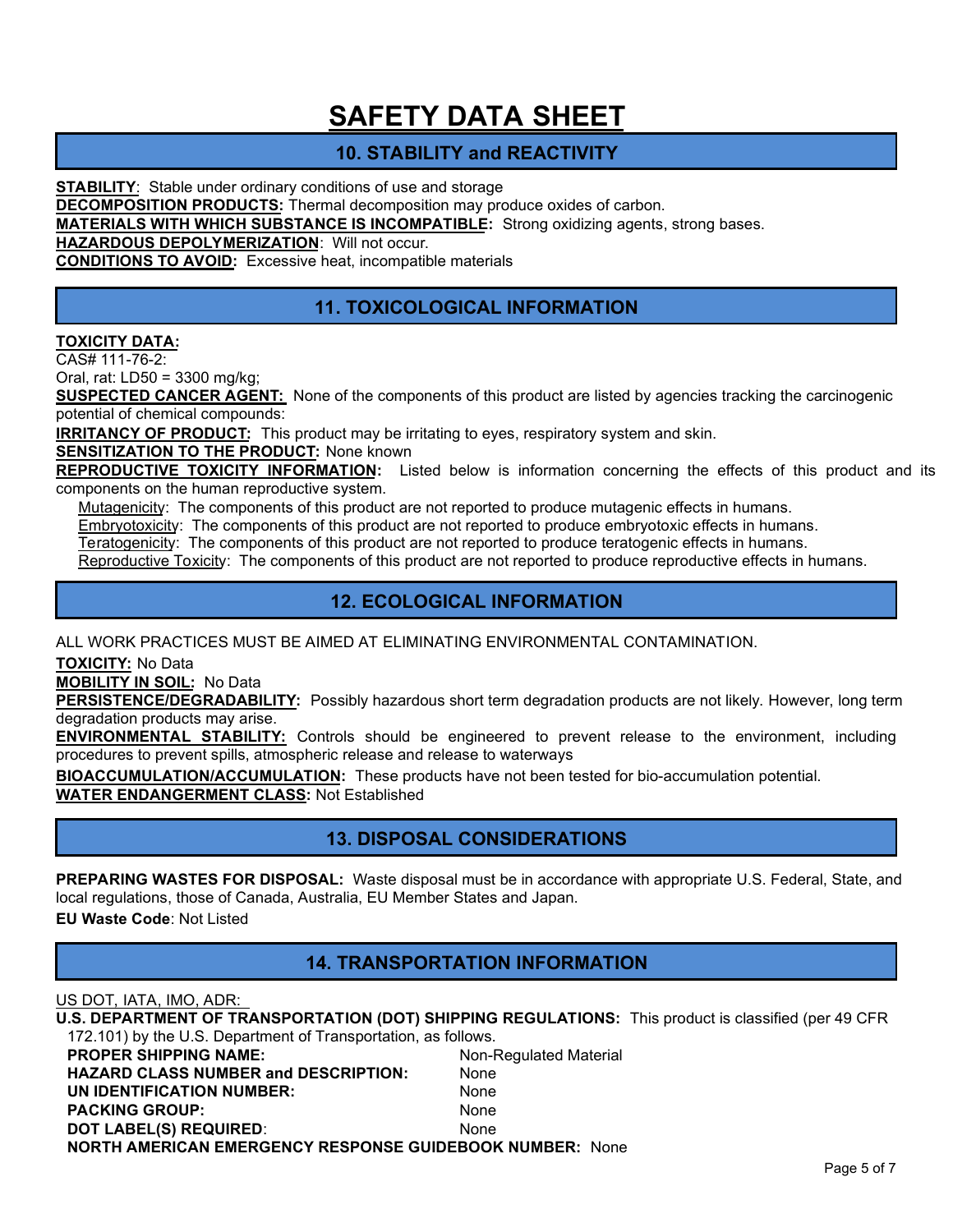# SAFETY DATA SHEET

## 10. STABILITY and REACTIVITY

**STABILITY**: Stable under ordinary conditions of use and storage
**DECOMPOSITION PRODUCTS:** Thermal decomposition may produce oxides of carbon.
**MATERIALS WITH WHICH SUBSTANCE IS INCOMPATIBLE:** Strong oxidizing agents, strong bases.
**HAZARDOUS DEPOLYMERIZATION**: Will not occur.
**CONDITIONS TO AVOID:** Excessive heat, incompatible materials

## 11. TOXICOLOGICAL INFORMATION

**TOXICITY DATA:**
CAS# 111-76-2:
Oral, rat: LD50 = 3300 mg/kg;
**SUSPECTED CANCER AGENT:** None of the components of this product are listed by agencies tracking the carcinogenic potential of chemical compounds:
**IRRITANCY OF PRODUCT:** This product may be irritating to eyes, respiratory system and skin.
**SENSITIZATION TO THE PRODUCT:** None known
**REPRODUCTIVE TOXICITY INFORMATION:** Listed below is information concerning the effects of this product and its components on the human reproductive system.

- Mutagenicity: The components of this product are not reported to produce mutagenic effects in humans.
- Embryotoxicity: The components of this product are not reported to produce embryotoxic effects in humans.
- Teratogenicity: The components of this product are not reported to produce teratogenic effects in humans.
- Reproductive Toxicity: The components of this product are not reported to produce reproductive effects in humans.

## 12. ECOLOGICAL INFORMATION

ALL WORK PRACTICES MUST BE AIMED AT ELIMINATING ENVIRONMENTAL CONTAMINATION.

**TOXICITY:** No Data
**MOBILITY IN SOIL:** No Data
**PERSISTENCE/DEGRADABILITY:** Possibly hazardous short term degradation products are not likely. However, long term degradation products may arise.
**ENVIRONMENTAL STABILITY:** Controls should be engineered to prevent release to the environment, including procedures to prevent spills, atmospheric release and release to waterways
**BIOACCUMULATION/ACCUMULATION:** These products have not been tested for bio-accumulation potential.
**WATER ENDANGERMENT CLASS:** Not Established

## 13. DISPOSAL CONSIDERATIONS

**PREPARING WASTES FOR DISPOSAL:** Waste disposal must be in accordance with appropriate U.S. Federal, State, and local regulations, those of Canada, Australia, EU Member States and Japan.

**EU Waste Code**: Not Listed

## 14. TRANSPORTATION INFORMATION

US DOT, IATA, IMO, ADR:

**U.S. DEPARTMENT OF TRANSPORTATION (DOT) SHIPPING REGULATIONS:** This product is classified (per 49 CFR 172.101) by the U.S. Department of Transportation, as follows.

**PROPER SHIPPING NAME:** Non-Regulated Material
**HAZARD CLASS NUMBER and DESCRIPTION:** None
**UN IDENTIFICATION NUMBER:** None
**PACKING GROUP:** None
**DOT LABEL(S) REQUIRED**: None
**NORTH AMERICAN EMERGENCY RESPONSE GUIDEBOOK NUMBER:** None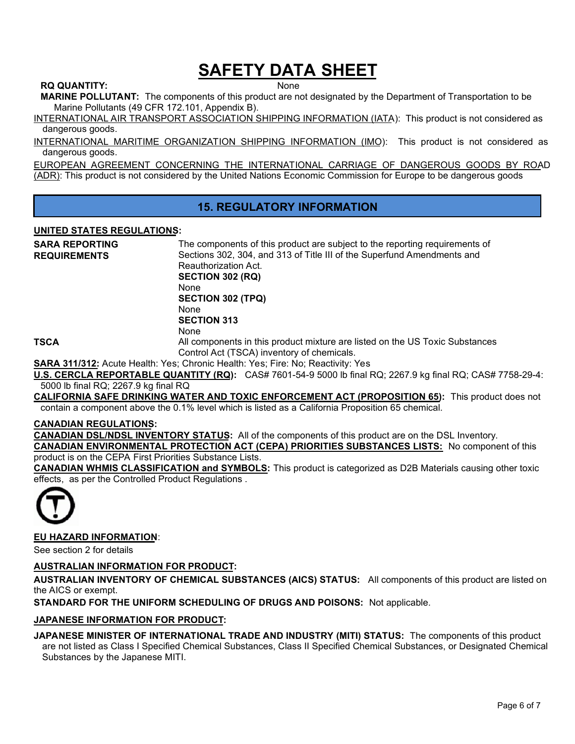# SAFETY DATA SHEET

**RQ QUANTITY:** None

**MARINE POLLUTANT:** The components of this product are not designated by the Department of Transportation to be Marine Pollutants (49 CFR 172.101, Appendix B).

INTERNATIONAL AIR TRANSPORT ASSOCIATION SHIPPING INFORMATION (IATA): This product is not considered as dangerous goods.

INTERNATIONAL MARITIME ORGANIZATION SHIPPING INFORMATION (IMO): This product is not considered as dangerous goods.

EUROPEAN AGREEMENT CONCERNING THE INTERNATIONAL CARRIAGE OF DANGEROUS GOODS BY ROAD (ADR): This product is not considered by the United Nations Economic Commission for Europe to be dangerous goods

## 15. REGULATORY INFORMATION

**UNITED STATES REGULATIONS:**

**SARA REPORTING REQUIREMENTS**
The components of this product are subject to the reporting requirements of Sections 302, 304, and 313 of Title III of the Superfund Amendments and Reauthorization Act.

**SECTION 302 (RQ)**
None

**SECTION 302 (TPQ)**
None

**SECTION 313**
None

**TSCA**
All components in this product mixture are listed on the US Toxic Substances Control Act (TSCA) inventory of chemicals.

**SARA 311/312:** Acute Health: Yes; Chronic Health: Yes; Fire: No; Reactivity: Yes

**U.S. CERCLA REPORTABLE QUANTITY (RQ):** CAS# 7601-54-9 5000 lb final RQ; 2267.9 kg final RQ; CAS# 7758-29-4: 5000 lb final RQ; 2267.9 kg final RQ

**CALIFORNIA SAFE DRINKING WATER AND TOXIC ENFORCEMENT ACT (PROPOSITION 65):** This product does not contain a component above the 0.1% level which is listed as a California Proposition 65 chemical.

**CANADIAN REGULATIONS:**

**CANADIAN DSL/NDSL INVENTORY STATUS:** All of the components of this product are on the DSL Inventory.

**CANADIAN ENVIRONMENTAL PROTECTION ACT (CEPA) PRIORITIES SUBSTANCES LISTS:** No component of this product is on the CEPA First Priorities Substance Lists.

**CANADIAN WHMIS CLASSIFICATION and SYMBOLS:** This product is categorized as D2B Materials causing other toxic effects, as per the Controlled Product Regulations .

**EU HAZARD INFORMATION**:

See section 2 for details

**AUSTRALIAN INFORMATION FOR PRODUCT:**

**AUSTRALIAN INVENTORY OF CHEMICAL SUBSTANCES (AICS) STATUS:** All components of this product are listed on the AICS or exempt.

**STANDARD FOR THE UNIFORM SCHEDULING OF DRUGS AND POISONS:** Not applicable.

**JAPANESE INFORMATION FOR PRODUCT:**

**JAPANESE MINISTER OF INTERNATIONAL TRADE AND INDUSTRY (MITI) STATUS:** The components of this product are not listed as Class I Specified Chemical Substances, Class II Specified Chemical Substances, or Designated Chemical Substances by the Japanese MITI.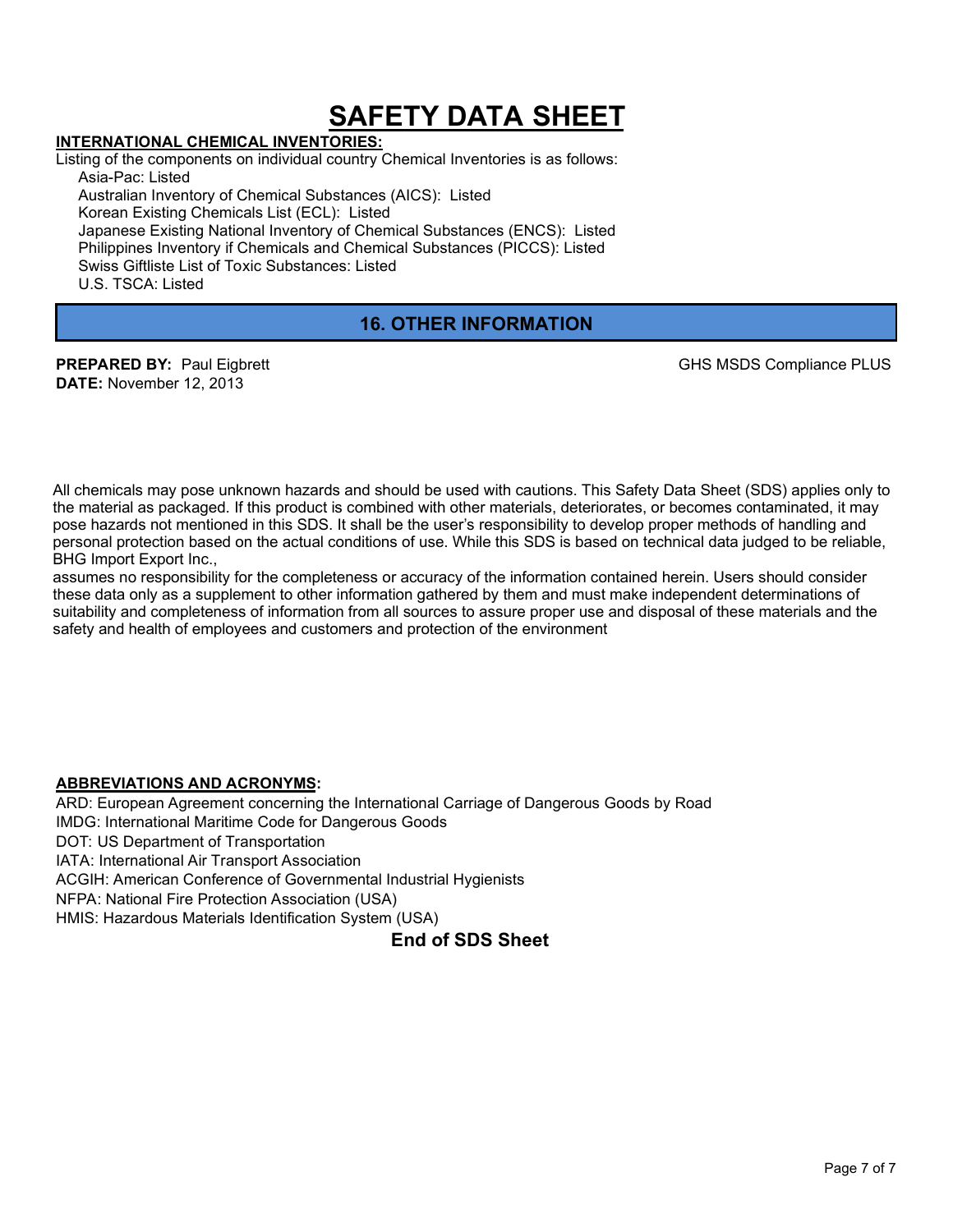# SAFETY DATA SHEET

**INTERNATIONAL CHEMICAL INVENTORIES:**

Listing of the components on individual country Chemical Inventories is as follows:

Asia-Pac: Listed
Australian Inventory of Chemical Substances (AICS): Listed
Korean Existing Chemicals List (ECL): Listed
Japanese Existing National Inventory of Chemical Substances (ENCS): Listed
Philippines Inventory if Chemicals and Chemical Substances (PICCS): Listed
Swiss Giftliste List of Toxic Substances: Listed
U.S. TSCA: Listed

## 16. OTHER INFORMATION

**PREPARED BY:** Paul Eigbrett

GHS MSDS Compliance PLUS

**DATE:** November 12, 2013

All chemicals may pose unknown hazards and should be used with cautions. This Safety Data Sheet (SDS) applies only to the material as packaged. If this product is combined with other materials, deteriorates, or becomes contaminated, it may pose hazards not mentioned in this SDS. It shall be the user's responsibility to develop proper methods of handling and personal protection based on the actual conditions of use. While this SDS is based on technical data judged to be reliable, BHG Import Export Inc.,
assumes no responsibility for the completeness or accuracy of the information contained herein. Users should consider these data only as a supplement to other information gathered by them and must make independent determinations of suitability and completeness of information from all sources to assure proper use and disposal of these materials and the safety and health of employees and customers and protection of the environment

**ABBREVIATIONS AND ACRONYMS:**

ARD: European Agreement concerning the International Carriage of Dangerous Goods by Road
IMDG: International Maritime Code for Dangerous Goods
DOT: US Department of Transportation
IATA: International Air Transport Association
ACGIH: American Conference of Governmental Industrial Hygienists
NFPA: National Fire Protection Association (USA)
HMIS: Hazardous Materials Identification System (USA)

**End of SDS Sheet**